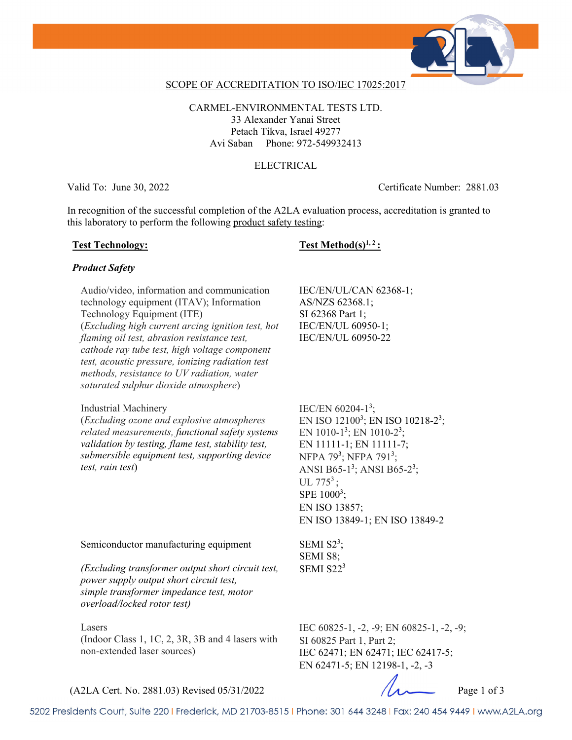# SCOPE OF ACCREDITATION TO ISO/IEC 17025:2017

CARMEL-ENVIRONMENTAL TESTS LTD.
33 Alexander Yanai Street
Petach Tikva, Israel 49277
Avi Saban Phone: 972-549932413

ELECTRICAL

Valid To: June 30, 2022 Certificate Number: 2881.03

In recognition of the successful completion of the A2LA evaluation process, accreditation is granted to this laboratory to perform the following product safety testing:

| **Test Technology:** | **Test Method(s)[1, 2]:** |
|---|---|
| ***Product Safety*** | |
| Audio/video, information and communication technology equipment (ITAV); Information Technology Equipment (ITE) (*Excluding high current arcing ignition test, hot flaming oil test, abrasion resistance test, cathode ray tube test, high voltage component test, acoustic pressure, ionizing radiation test methods, resistance to UV radiation, water saturated sulphur dioxide atmosphere*) | IEC/EN/UL/CAN 62368-1; AS/NZS 62368.1; SI 62368 Part 1; IEC/EN/UL 60950-1; IEC/EN/UL 60950-22 |
| Industrial Machinery (*Excluding ozone and explosive atmospheres related measurements, functional safety systems validation by testing, flame test, stability test, submersible equipment test, supporting device test, rain test*) | IEC/EN 60204-1[3]; EN ISO 12100[3]; EN ISO 10218-2[3]; EN 1010-1[3]; EN 1010-2[3]; EN 11111-1; EN 11111-7; NFPA 79[3]; NFPA 791[3]; ANSI B65-1[3]; ANSI B65-2[3]; UL 775[3]; SPE 1000[3]; EN ISO 13857; EN ISO 13849-1; EN ISO 13849-2 |
| Semiconductor manufacturing equipment (*Excluding transformer output short circuit test, power supply output short circuit test, simple transformer impedance test, motor overload/locked rotor test*) | SEMI S2[3]; SEMI S8; SEMI S22[3] |
| Lasers (Indoor Class 1, 1C, 2, 3R, 3B and 4 lasers with non-extended laser sources) | IEC 60825-1, -2, -9; EN 60825-1, -2, -9; SI 60825 Part 1, Part 2; IEC 62471; EN 62471; IEC 62417-5; EN 62471-5; EN 12198-1, -2, -3 |

(A2LA Cert. No. 2881.03) Revised 05/31/2022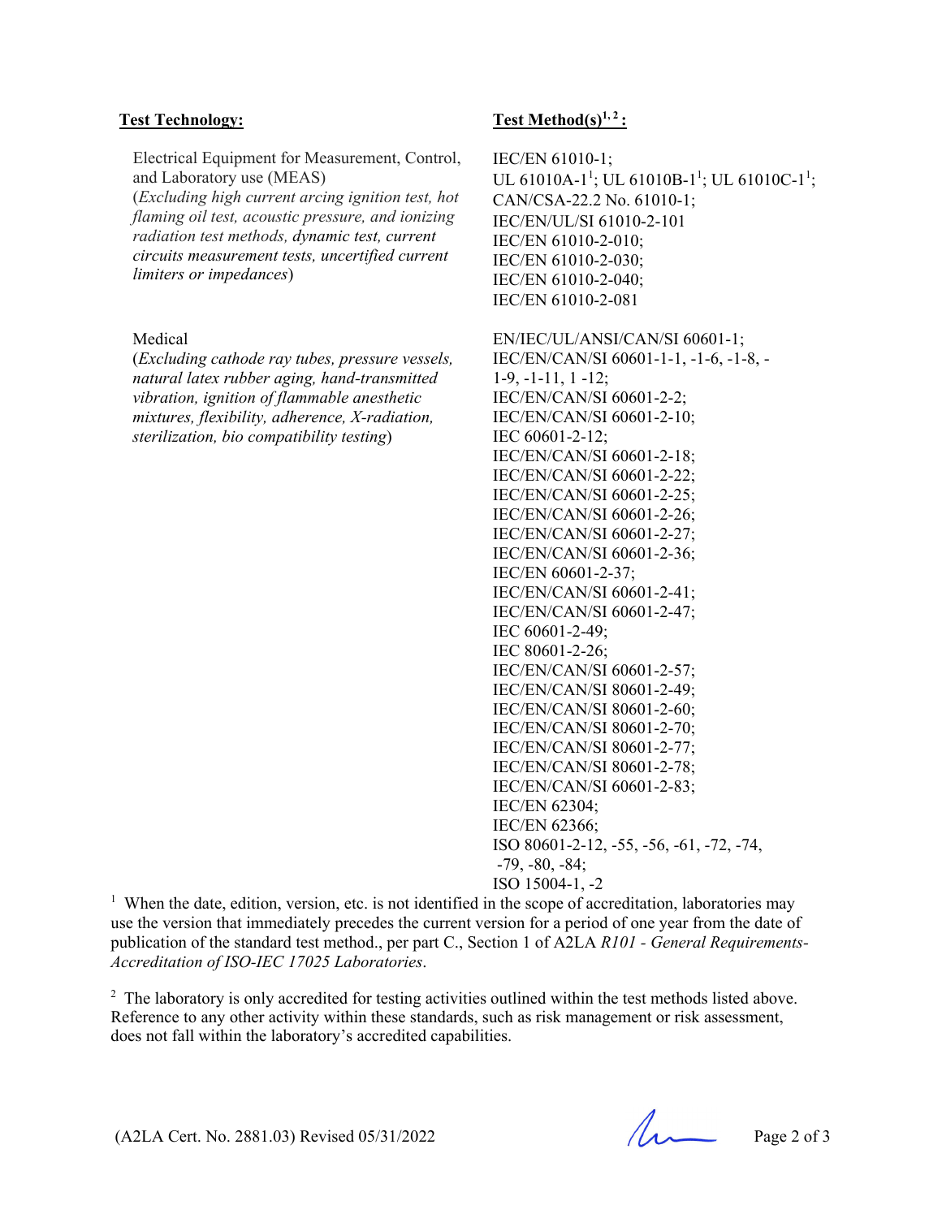| **Test Technology:** | **Test Method(s)[1, 2]:** |
|---|---|
| Electrical Equipment for Measurement, Control, and Laboratory use (MEAS) (*Excluding high current arcing ignition test, hot flaming oil test, acoustic pressure, and ionizing radiation test methods, dynamic test, current circuits measurement tests, uncertified current limiters or impedances*) | IEC/EN 61010-1; UL 61010A-1[1]; UL 61010B-1[1]; UL 61010C-1[1]; CAN/CSA-22.2 No. 61010-1; IEC/EN/UL/SI 61010-2-101 IEC/EN 61010-2-010; IEC/EN 61010-2-030; IEC/EN 61010-2-040; IEC/EN 61010-2-081 |
| Medical (*Excluding cathode ray tubes, pressure vessels, natural latex rubber aging, hand-transmitted vibration, ignition of flammable anesthetic mixtures, flexibility, adherence, X-radiation, sterilization, bio compatibility testing*) | EN/IEC/UL/ANSI/CAN/SI 60601-1; IEC/EN/CAN/SI 60601-1-1, -1-6, -1-8, -1-9, -1-11, 1 -12; IEC/EN/CAN/SI 60601-2-2; IEC/EN/CAN/SI 60601-2-10; IEC 60601-2-12; IEC/EN/CAN/SI 60601-2-18; IEC/EN/CAN/SI 60601-2-22; IEC/EN/CAN/SI 60601-2-25; IEC/EN/CAN/SI 60601-2-26; IEC/EN/CAN/SI 60601-2-27; IEC/EN/CAN/SI 60601-2-36; IEC/EN 60601-2-37; IEC/EN/CAN/SI 60601-2-41; IEC/EN/CAN/SI 60601-2-47; IEC 60601-2-49; IEC 80601-2-26; IEC/EN/CAN/SI 60601-2-57; IEC/EN/CAN/SI 80601-2-49; IEC/EN/CAN/SI 80601-2-60; IEC/EN/CAN/SI 80601-2-70; IEC/EN/CAN/SI 80601-2-77; IEC/EN/CAN/SI 80601-2-78; IEC/EN/CAN/SI 60601-2-83; IEC/EN 62304; IEC/EN 62366; ISO 80601-2-12, -55, -56, -61, -72, -74, -79, -80, -84; ISO 15004-1, -2 |

[1] When the date, edition, version, etc. is not identified in the scope of accreditation, laboratories may use the version that immediately precedes the current version for a period of one year from the date of publication of the standard test method., per part C., Section 1 of A2LA *R101 - General Requirements-Accreditation of ISO-IEC 17025 Laboratories*.

[2] The laboratory is only accredited for testing activities outlined within the test methods listed above. Reference to any other activity within these standards, such as risk management or risk assessment, does not fall within the laboratory's accredited capabilities.

(A2LA Cert. No. 2881.03) Revised 05/31/2022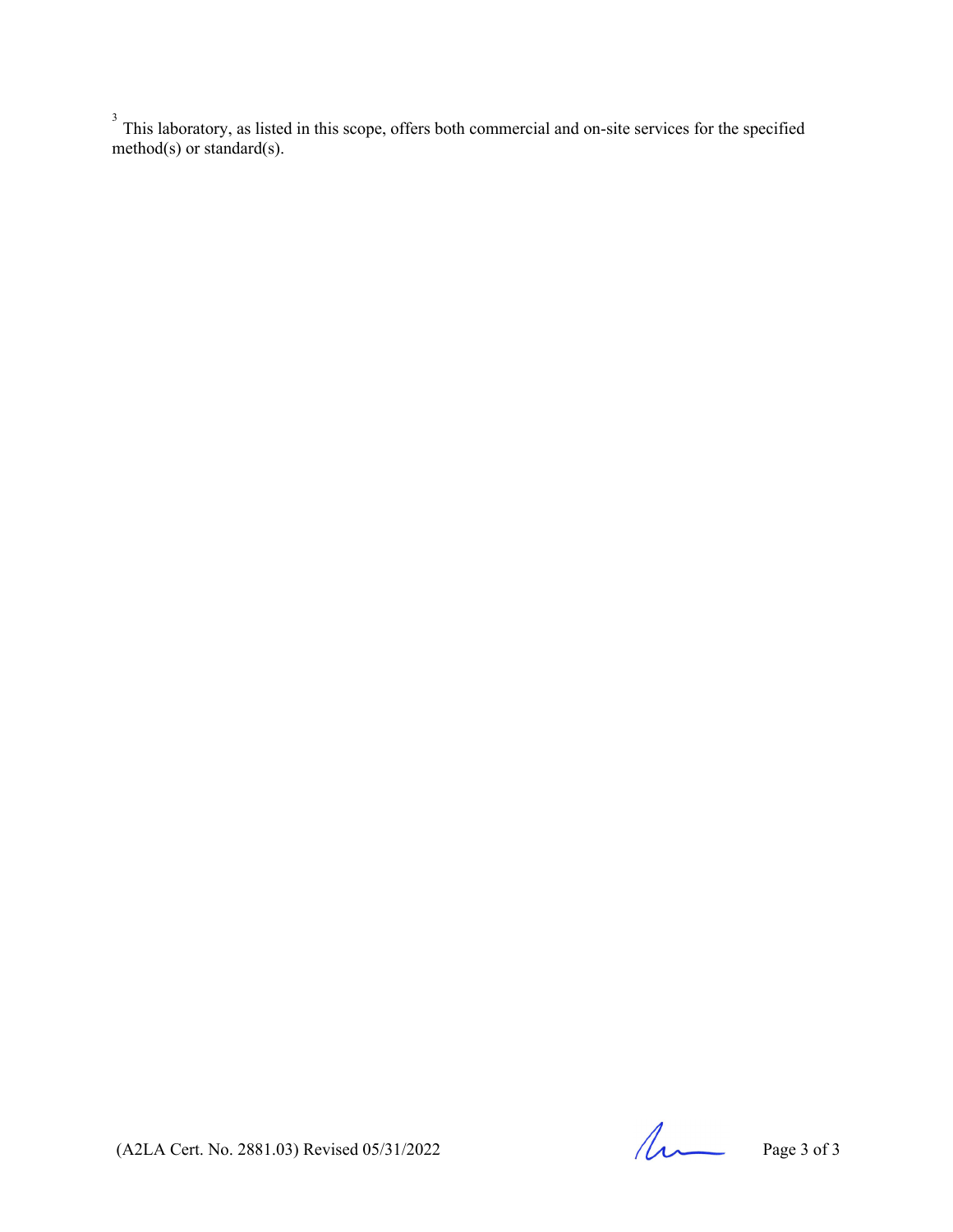[3] This laboratory, as listed in this scope, offers both commercial and on-site services for the specified method(s) or standard(s).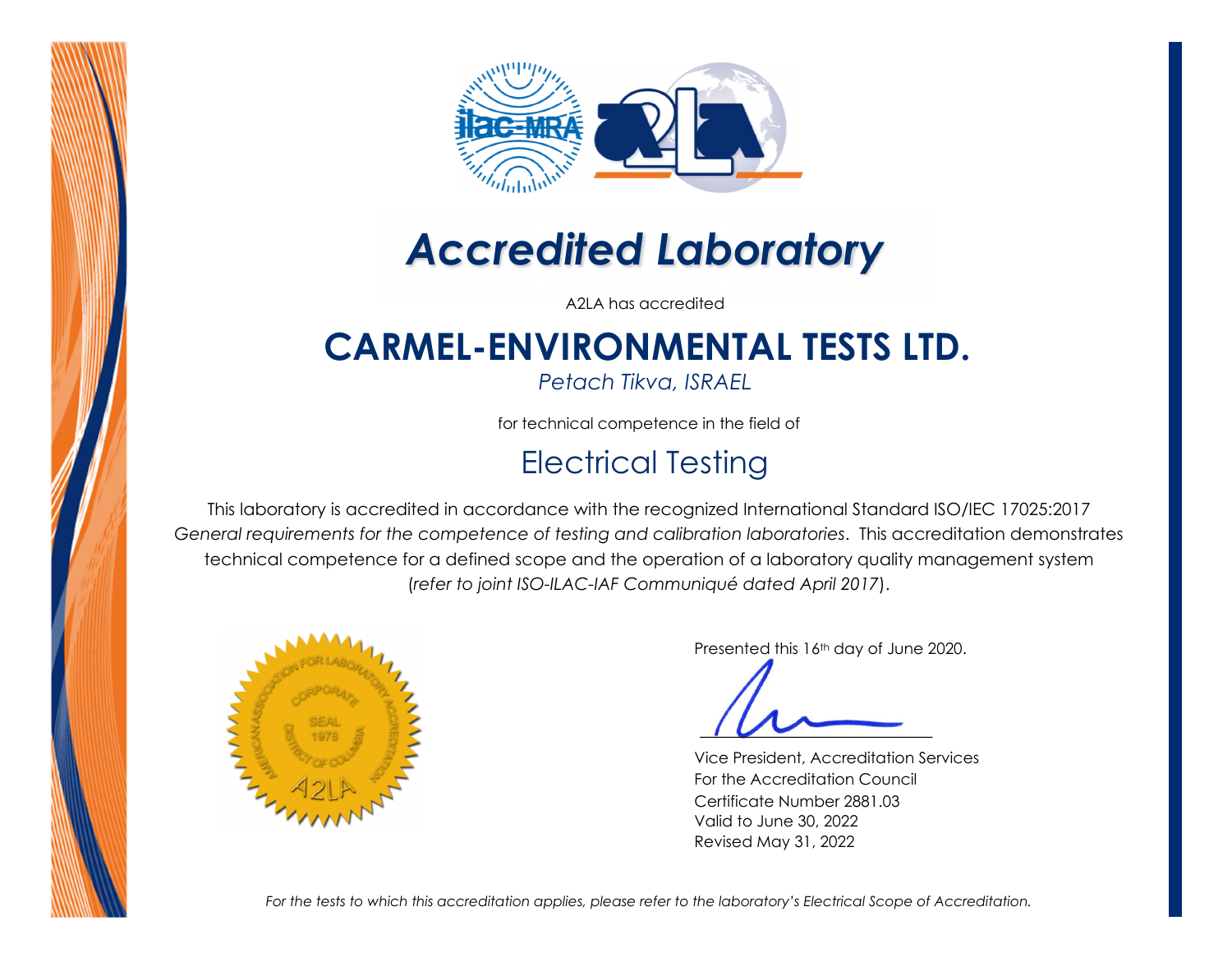# Accredited Laboratory

A2LA has accredited

## CARMEL-ENVIRONMENTAL TESTS LTD.

*Petach Tikva, ISRAEL*

for technical competence in the field of

## Electrical Testing

This laboratory is accredited in accordance with the recognized International Standard ISO/IEC 17025:2017 *General requirements for the competence of testing and calibration laboratories*. This accreditation demonstrates technical competence for a defined scope and the operation of a laboratory quality management system (*refer to joint ISO-ILAC-IAF Communiqué dated April 2017*).

AMERICAN ASSOCIATION FOR LABORATORY ACCREDITATION
CORPORATE SEAL 1978
DISTRICT OF COLUMBIA
A2LA

Presented this 16th day of June 2020.

Vice President, Accreditation Services
For the Accreditation Council
Certificate Number 2881.03
Valid to June 30, 2022
Revised May 31, 2022

*For the tests to which this accreditation applies, please refer to the laboratory's Electrical Scope of Accreditation.*